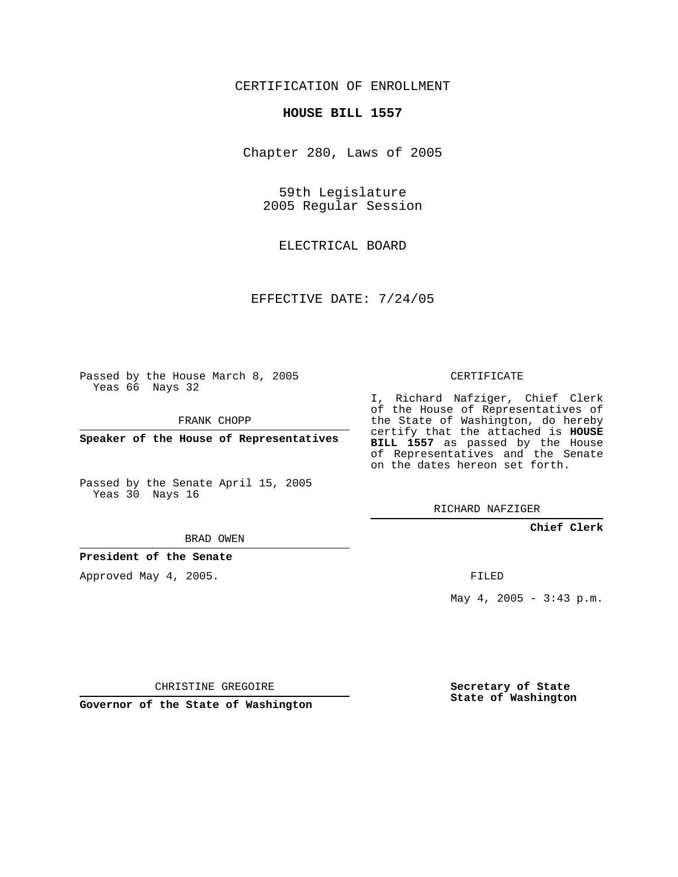CERTIFICATION OF ENROLLMENT

**HOUSE BILL 1557**

Chapter 280, Laws of 2005

59th Legislature
2005 Regular Session

ELECTRICAL BOARD

EFFECTIVE DATE: 7/24/05

Passed by the House March 8, 2005
Yeas 66 Nays 32

FRANK CHOPP

**Speaker of the House of Representatives**

Passed by the Senate April 15, 2005
Yeas 30 Nays 16

BRAD OWEN

**President of the Senate**

Approved May 4, 2005.

CHRISTINE GREGOIRE

**Governor of the State of Washington**

CERTIFICATE

I, Richard Nafziger, Chief Clerk of the House of Representatives of the State of Washington, do hereby certify that the attached is **HOUSE BILL 1557** as passed by the House of Representatives and the Senate on the dates hereon set forth.

RICHARD NAFZIGER

**Chief Clerk**

FILED

May 4, 2005 - 3:43 p.m.

**Secretary of State**
**State of Washington**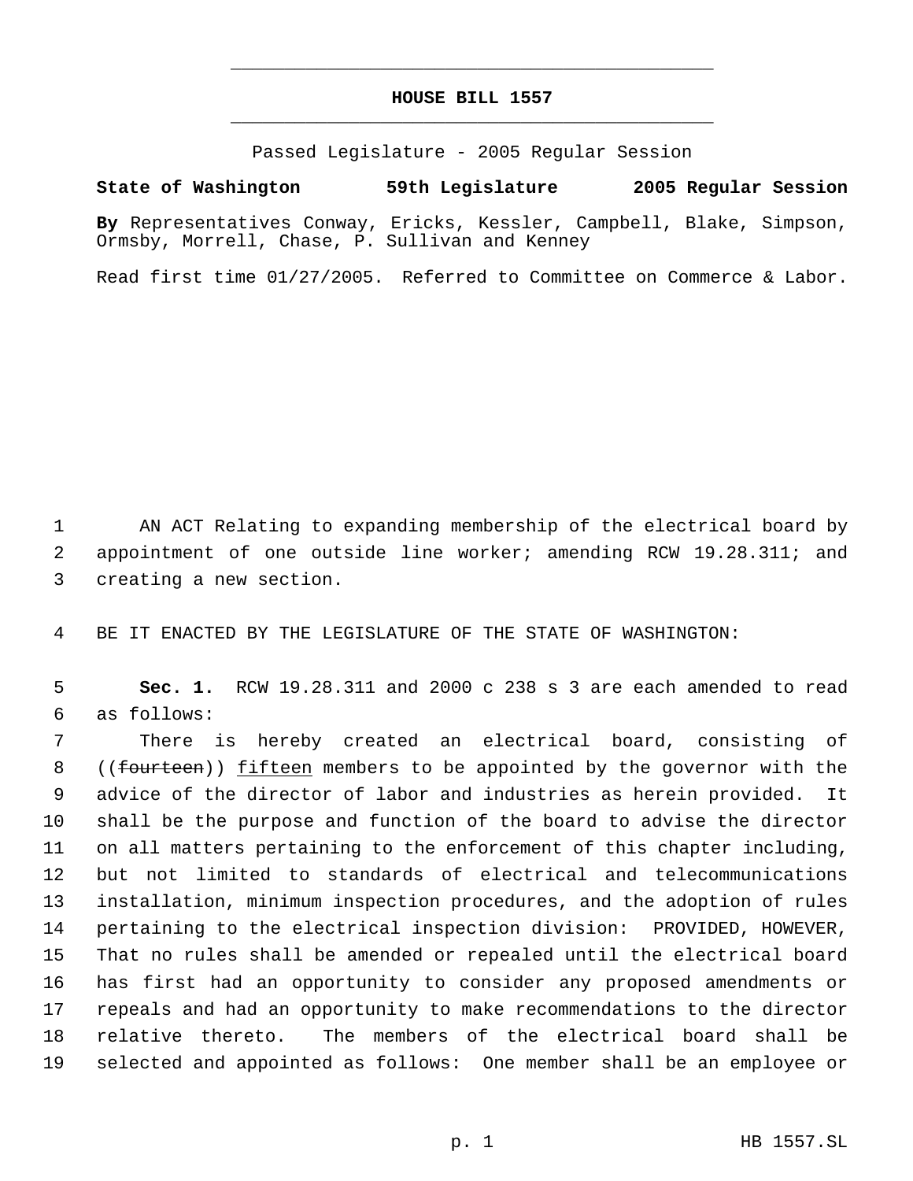# HOUSE BILL 1557

Passed Legislature - 2005 Regular Session

**State of Washington 59th Legislature 2005 Regular Session**

**By** Representatives Conway, Ericks, Kessler, Campbell, Blake, Simpson, Ormsby, Morrell, Chase, P. Sullivan and Kenney

Read first time 01/27/2005. Referred to Committee on Commerce & Labor.

AN ACT Relating to expanding membership of the electrical board by appointment of one outside line worker; amending RCW 19.28.311; and creating a new section.

BE IT ENACTED BY THE LEGISLATURE OF THE STATE OF WASHINGTON:

**Sec. 1.** RCW 19.28.311 and 2000 c 238 s 3 are each amended to read as follows:

There is hereby created an electrical board, consisting of ((~~fourteen~~)) fifteen members to be appointed by the governor with the advice of the director of labor and industries as herein provided. It shall be the purpose and function of the board to advise the director on all matters pertaining to the enforcement of this chapter including, but not limited to standards of electrical and telecommunications installation, minimum inspection procedures, and the adoption of rules pertaining to the electrical inspection division: PROVIDED, HOWEVER, That no rules shall be amended or repealed until the electrical board has first had an opportunity to consider any proposed amendments or repeals and had an opportunity to make recommendations to the director relative thereto. The members of the electrical board shall be selected and appointed as follows: One member shall be an employee or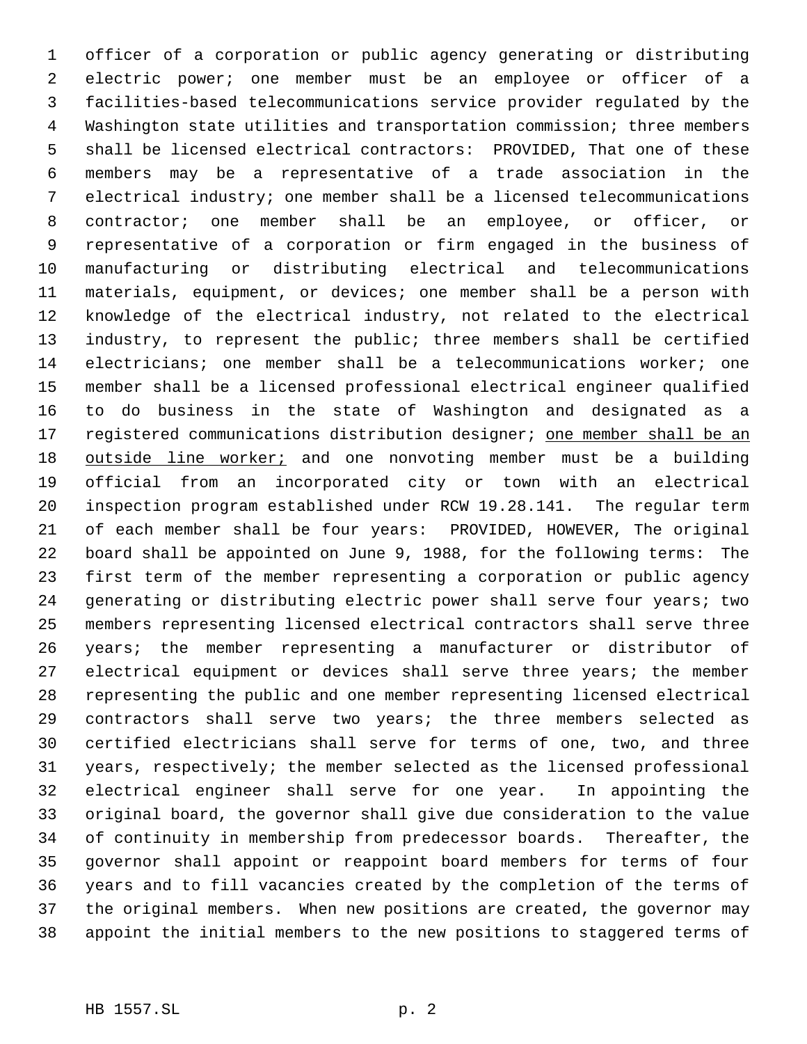officer of a corporation or public agency generating or distributing electric power; one member must be an employee or officer of a facilities-based telecommunications service provider regulated by the Washington state utilities and transportation commission; three members shall be licensed electrical contractors: PROVIDED, That one of these members may be a representative of a trade association in the electrical industry; one member shall be a licensed telecommunications contractor; one member shall be an employee, or officer, or representative of a corporation or firm engaged in the business of manufacturing or distributing electrical and telecommunications materials, equipment, or devices; one member shall be a person with knowledge of the electrical industry, not related to the electrical industry, to represent the public; three members shall be certified electricians; one member shall be a telecommunications worker; one member shall be a licensed professional electrical engineer qualified to do business in the state of Washington and designated as a registered communications distribution designer; <u>one member shall be an outside line worker;</u> and one nonvoting member must be a building official from an incorporated city or town with an electrical inspection program established under RCW 19.28.141. The regular term of each member shall be four years: PROVIDED, HOWEVER, The original board shall be appointed on June 9, 1988, for the following terms: The first term of the member representing a corporation or public agency generating or distributing electric power shall serve four years; two members representing licensed electrical contractors shall serve three years; the member representing a manufacturer or distributor of electrical equipment or devices shall serve three years; the member representing the public and one member representing licensed electrical contractors shall serve two years; the three members selected as certified electricians shall serve for terms of one, two, and three years, respectively; the member selected as the licensed professional electrical engineer shall serve for one year. In appointing the original board, the governor shall give due consideration to the value of continuity in membership from predecessor boards. Thereafter, the governor shall appoint or reappoint board members for terms of four years and to fill vacancies created by the completion of the terms of the original members. When new positions are created, the governor may appoint the initial members to the new positions to staggered terms of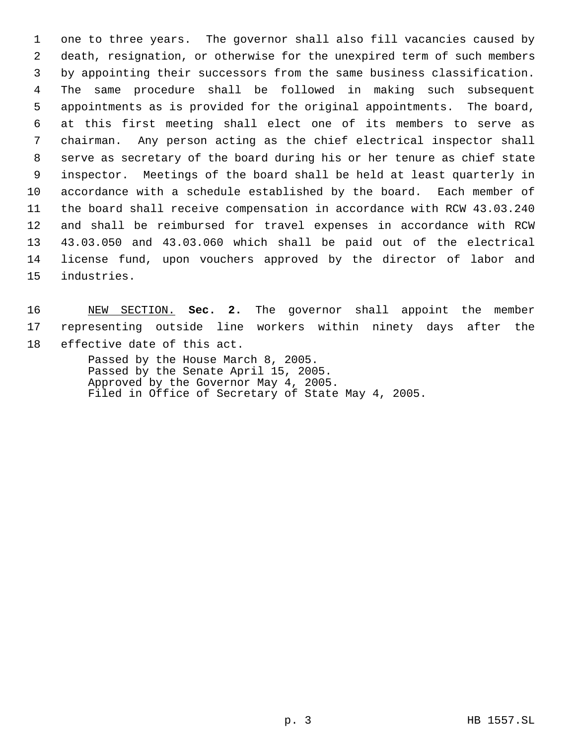one to three years. The governor shall also fill vacancies caused by death, resignation, or otherwise for the unexpired term of such members by appointing their successors from the same business classification. The same procedure shall be followed in making such subsequent appointments as is provided for the original appointments. The board, at this first meeting shall elect one of its members to serve as chairman. Any person acting as the chief electrical inspector shall serve as secretary of the board during his or her tenure as chief state inspector. Meetings of the board shall be held at least quarterly in accordance with a schedule established by the board. Each member of the board shall receive compensation in accordance with RCW 43.03.240 and shall be reimbursed for travel expenses in accordance with RCW 43.03.050 and 43.03.060 which shall be paid out of the electrical license fund, upon vouchers approved by the director of labor and industries.

NEW SECTION. **Sec. 2.** The governor shall appoint the member representing outside line workers within ninety days after the effective date of this act.

Passed by the House March 8, 2005.
Passed by the Senate April 15, 2005.
Approved by the Governor May 4, 2005.
Filed in Office of Secretary of State May 4, 2005.